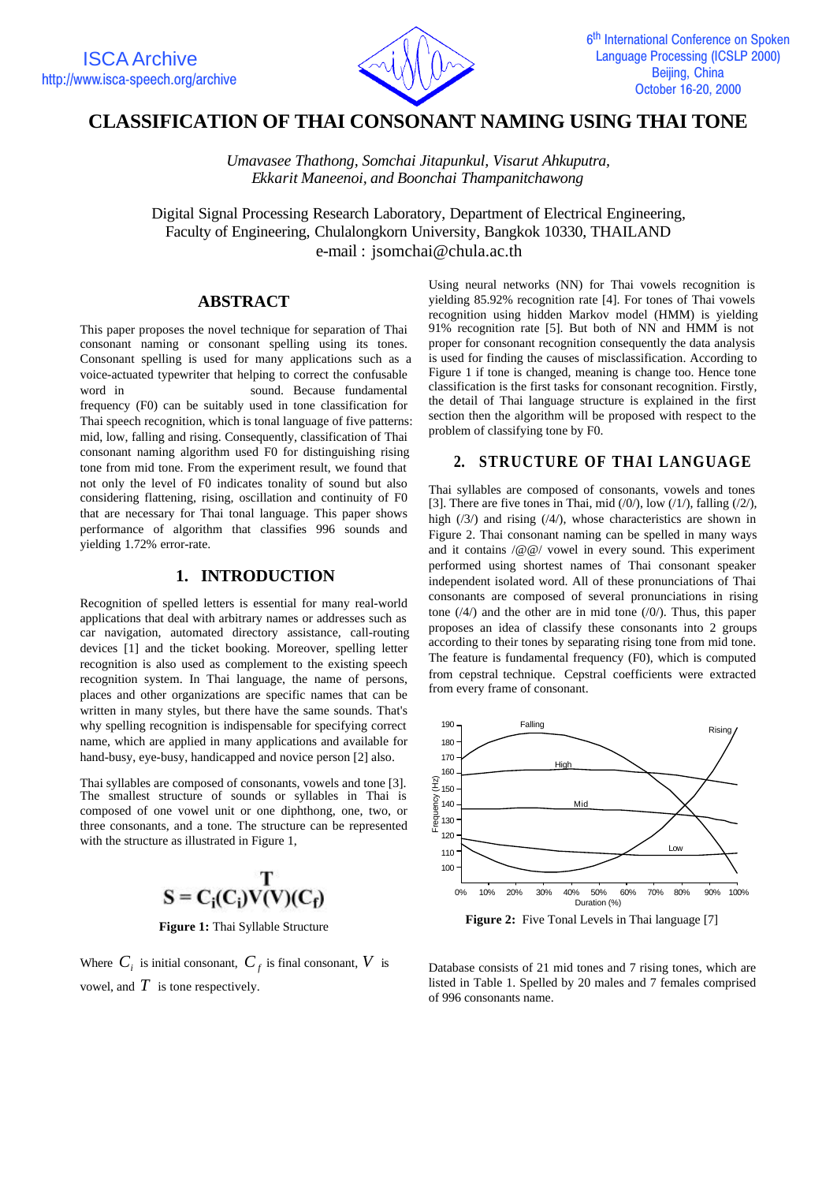# CLASSIFICATION OF THAI CONSONANT NAMING USING THAI TONE

*Umavasee Thathong, Somchai Jitapunkul, Visarut Ahkuputra, Ekkarit Maneenoi, and Boonchai Thampanitchawong*

Digital Signal Processing Research Laboratory, Department of Electrical Engineering, Faculty of Engineering, Chulalongkorn University, Bangkok 10330, THAILAND
e-mail : jsomchai@chula.ac.th

## ABSTRACT

This paper proposes the novel technique for separation of Thai consonant naming or consonant spelling using its tones. Consonant spelling is used for many applications such as a voice-actuated typewriter that helping to correct the confusable word in sound. Because fundamental frequency (F0) can be suitably used in tone classification for Thai speech recognition, which is tonal language of five patterns: mid, low, falling and rising. Consequently, classification of Thai consonant naming algorithm used F0 for distinguishing rising tone from mid tone. From the experiment result, we found that not only the level of F0 indicates tonality of sound but also considering flattening, rising, oscillation and continuity of F0 that are necessary for Thai tonal language. This paper shows performance of algorithm that classifies 996 sounds and yielding 1.72% error-rate.

## 1. INTRODUCTION

Recognition of spelled letters is essential for many real-world applications that deal with arbitrary names or addresses such as car navigation, automated directory assistance, call-routing devices [1] and the ticket booking. Moreover, spelling letter recognition is also used as complement to the existing speech recognition system. In Thai language, the name of persons, places and other organizations are specific names that can be written in many styles, but there have the same sounds. That's why spelling recognition is indispensable for specifying correct name, which are applied in many applications and available for hand-busy, eye-busy, handicapped and novice person [2] also.

Thai syllables are composed of consonants, vowels and tone [3]. The smallest structure of sounds or syllables in Thai is composed of one vowel unit or one diphthong, one, two, or three consonants, and a tone. The structure can be represented with the structure as illustrated in Figure 1,

$$S = C_i(C_i)\overset{T}{V}(V)(C_f)$$

**Figure 1:** Thai Syllable Structure

Where $C_i$ is initial consonant, $C_f$ is final consonant, $V$ is vowel, and $T$ is tone respectively.

Using neural networks (NN) for Thai vowels recognition is yielding 85.92% recognition rate [4]. For tones of Thai vowels recognition using hidden Markov model (HMM) is yielding 91% recognition rate [5]. But both of NN and HMM is not proper for consonant recognition consequently the data analysis is used for finding the causes of misclassification. According to Figure 1 if tone is changed, meaning is change too. Hence tone classification is the first tasks for consonant recognition. Firstly, the detail of Thai language structure is explained in the first section then the algorithm will be proposed with respect to the problem of classifying tone by F0.

## 2. STRUCTURE OF THAI LANGUAGE

Thai syllables are composed of consonants, vowels and tones [3]. There are five tones in Thai, mid (/0/), low (/1/), falling (/2/), high (/3/) and rising (/4/), whose characteristics are shown in Figure 2. Thai consonant naming can be spelled in many ways and it contains /@@/ vowel in every sound. This experiment performed using shortest names of Thai consonant speaker independent isolated word. All of these pronunciations of Thai consonants are composed of several pronunciations in rising tone (/4/) and the other are in mid tone (/0/). Thus, this paper proposes an idea of classify these consonants into 2 groups according to their tones by separating rising tone from mid tone. The feature is fundamental frequency (F0), which is computed from cepstral technique. Cepstral coefficients were extracted from every frame of consonant.

**Figure 2:** Five Tonal Levels in Thai language [7]

Database consists of 21 mid tones and 7 rising tones, which are listed in Table 1. Spelled by 20 males and 7 females comprised of 996 consonants name.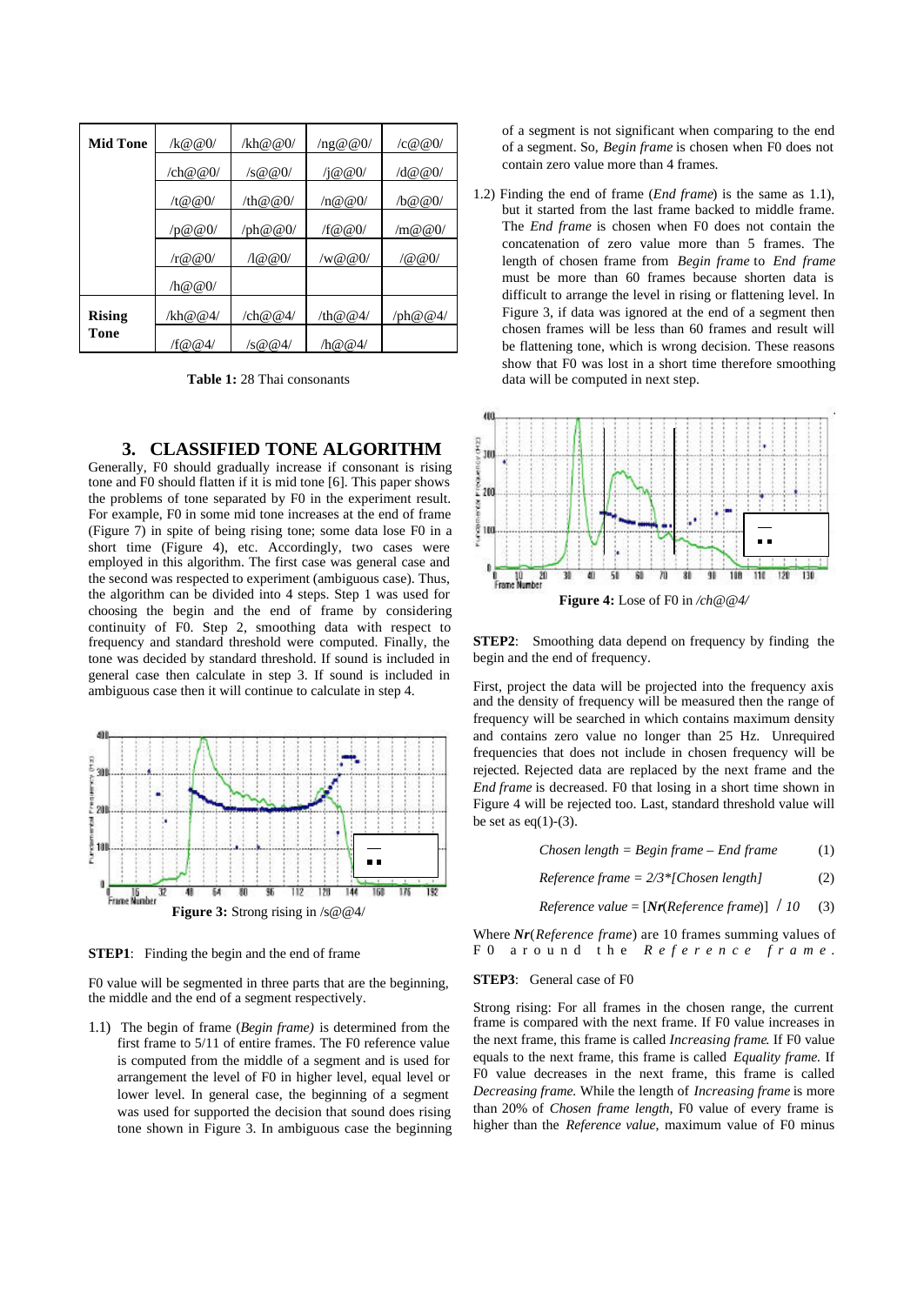| Mid Tone | /k@@0/ | /kh@@0/ | /ng@@0/ | /c@@0/ |
|---|---|---|---|---|
| | /ch@@0/ | /s@@0/ | /j@@0/ | /d@@0/ |
| | /t@@0/ | /th@@0/ | /n@@0/ | /b@@0/ |
| | /p@@0/ | /ph@@0/ | /f@@0/ | /m@@0/ |
| | /r@@0/ | /l@@0/ | /w@@0/ | /@@0/ |
| | /h@@0/ | | | |
| **Rising Tone** | /kh@@4/ | /ch@@4/ | /th@@4/ | /ph@@4/ |
| | /f@@4/ | /s@@4/ | /h@@4/ | |

**Table 1:** 28 Thai consonants

## 3. CLASSIFIED TONE ALGORITHM

Generally, F0 should gradually increase if consonant is rising tone and F0 should flatten if it is mid tone [6]. This paper shows the problems of tone separated by F0 in the experiment result. For example, F0 in some mid tone increases at the end of frame (Figure 7) in spite of being rising tone; some data lose F0 in a short time (Figure 4), etc. Accordingly, two cases were employed in this algorithm. The first case was general case and the second was respected to experiment (ambiguous case). Thus, the algorithm can be divided into 4 steps. Step 1 was used for choosing the begin and the end of frame by considering continuity of F0. Step 2, smoothing data with respect to frequency and standard threshold were computed. Finally, the tone was decided by standard threshold. If sound is included in general case then calculate in step 3. If sound is included in ambiguous case then it will continue to calculate in step 4.

**Figure 3:** Strong rising in /s@@4/

**STEP1**: Finding the begin and the end of frame

F0 value will be segmented in three parts that are the beginning, the middle and the end of a segment respectively.

1.1) The begin of frame (*Begin frame)* is determined from the first frame to 5/11 of entire frames. The F0 reference value is computed from the middle of a segment and is used for arrangement the level of F0 in higher level, equal level or lower level. In general case, the beginning of a segment was used for supported the decision that sound does rising tone shown in Figure 3. In ambiguous case the beginning of a segment is not significant when comparing to the end of a segment. So, *Begin frame* is chosen when F0 does not contain zero value more than 4 frames.

1.2) Finding the end of frame (*End frame*) is the same as 1.1), but it started from the last frame backed to middle frame. The *End frame* is chosen when F0 does not contain the concatenation of zero value more than 5 frames. The length of chosen frame from *Begin frame* to *End frame* must be more than 60 frames because shorten data is difficult to arrange the level in rising or flattening level. In Figure 3, if data was ignored at the end of a segment then chosen frames will be less than 60 frames and result will be flattening tone, which is wrong decision. These reasons show that F0 was lost in a short time therefore smoothing data will be computed in next step.

**Figure 4:** Lose of F0 in */ch@@4/*

**STEP2**: Smoothing data depend on frequency by finding the begin and the end of frequency.

First, project the data will be projected into the frequency axis and the density of frequency will be measured then the range of frequency will be searched in which contains maximum density and contains zero value no longer than 25 Hz. Unrequired frequencies that does not include in chosen frequency will be rejected. Rejected data are replaced by the next frame and the *End frame* is decreased. F0 that losing in a short time shown in Figure 4 will be rejected too. Last, standard threshold value will be set as eq(1)-(3).

$$Chosen\ length = Begin\ frame - End\ frame \quad (1)$$

$$Reference\ frame = 2/3*[Chosen\ length] \quad (2)$$

$$Reference\ value = [\boldsymbol{Nr}(Reference\ frame)]\ /\ 10 \quad (3)$$

Where $\boldsymbol{Nr}(Reference\ frame)$ are 10 frames summing values of F0 around the *Reference frame*.

**STEP3**: General case of F0

Strong rising: For all frames in the chosen range, the current frame is compared with the next frame. If F0 value increases in the next frame, this frame is called *Increasing frame*. If F0 value equals to the next frame, this frame is called *Equality frame*. If F0 value decreases in the next frame, this frame is called *Decreasing frame*. While the length of *Increasing frame* is more than 20% of *Chosen frame length*, F0 value of every frame is higher than the *Reference value*, maximum value of F0 minus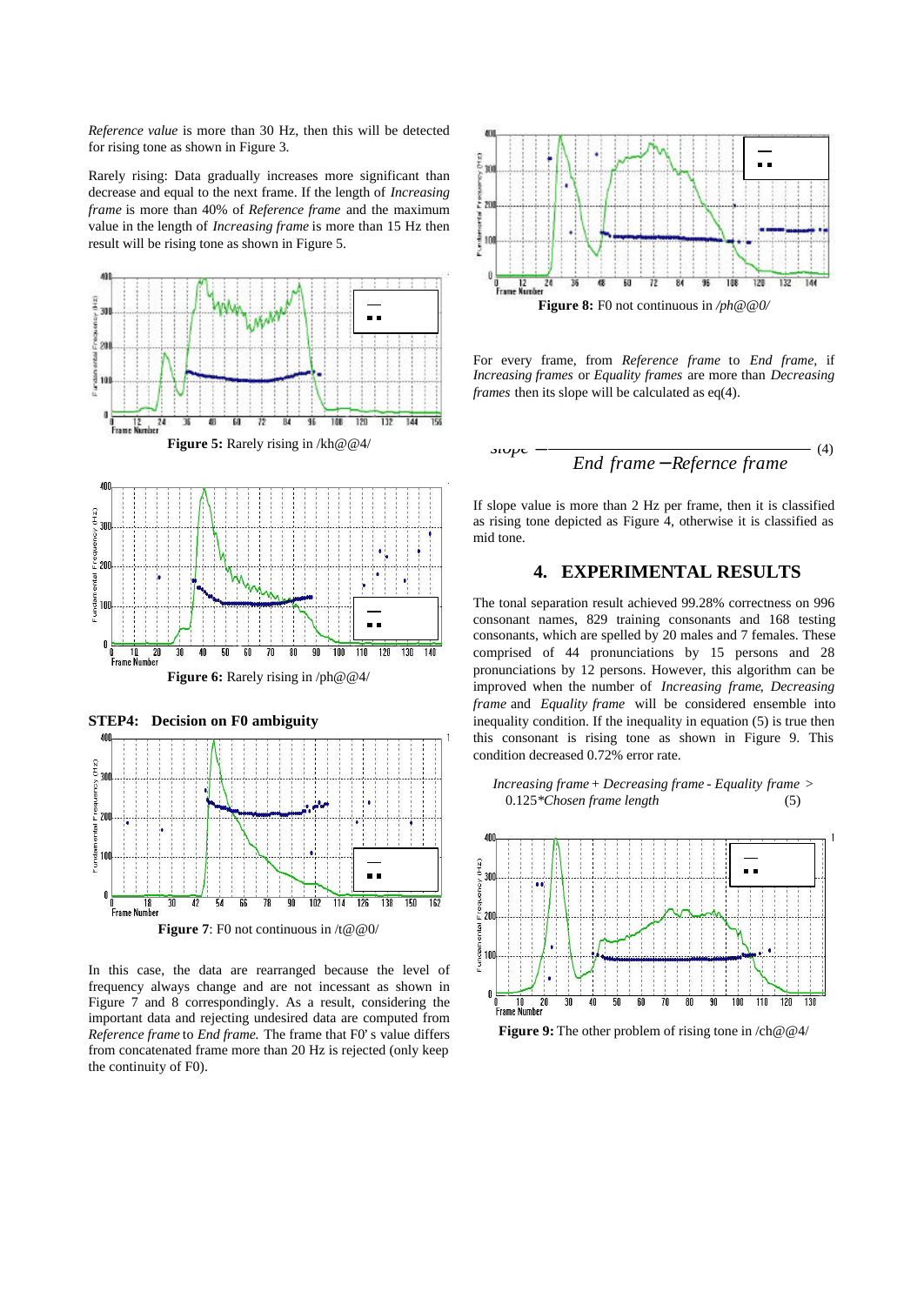*Reference value* is more than 30 Hz, then this will be detected for rising tone as shown in Figure 3.

Rarely rising: Data gradually increases more significant than decrease and equal to the next frame. If the length of *Increasing frame* is more than 40% of *Reference frame* and the maximum value in the length of *Increasing frame* is more than 15 Hz then result will be rising tone as shown in Figure 5.

**Figure 5:** Rarely rising in /kh@@4/

**Figure 6:** Rarely rising in /ph@@4/

**STEP4: Decision on F0 ambiguity**

**Figure 7**: F0 not continuous in /t@@0/

In this case, the data are rearranged because the level of frequency always change and are not incessant as shown in Figure 7 and 8 correspondingly. As a result, considering the important data and rejecting undesired data are computed from *Reference frame* to *End frame.* The frame that F0' s value differs from concatenated frame more than 20 Hz is rejected (only keep the continuity of F0).

**Figure 8:** F0 not continuous in */ph@@0/*

For every frame, from *Reference frame* to *End frame*, if *Increasing frames* or *Equality frames* are more than *Decreasing frames* then its slope will be calculated as eq(4).

$$slope = \frac{}{End\ frame - Refernce\ frame} \quad (4)$$

If slope value is more than 2 Hz per frame, then it is classified as rising tone depicted as Figure 4, otherwise it is classified as mid tone.

## 4. EXPERIMENTAL RESULTS

The tonal separation result achieved 99.28% correctness on 996 consonant names, 829 training consonants and 168 testing consonants, which are spelled by 20 males and 7 females. These comprised of 44 pronunciations by 15 persons and 28 pronunciations by 12 persons. However, this algorithm can be improved when the number of *Increasing frame*, *Decreasing frame* and *Equality frame* will be considered ensemble into inequality condition. If the inequality in equation (5) is true then this consonant is rising tone as shown in Figure 9. This condition decreased 0.72% error rate.

*Increasing frame* + *Decreasing frame* - *Equality frame* > 0.125\**Chosen frame length* (5)

**Figure 9:** The other problem of rising tone in /ch@@4/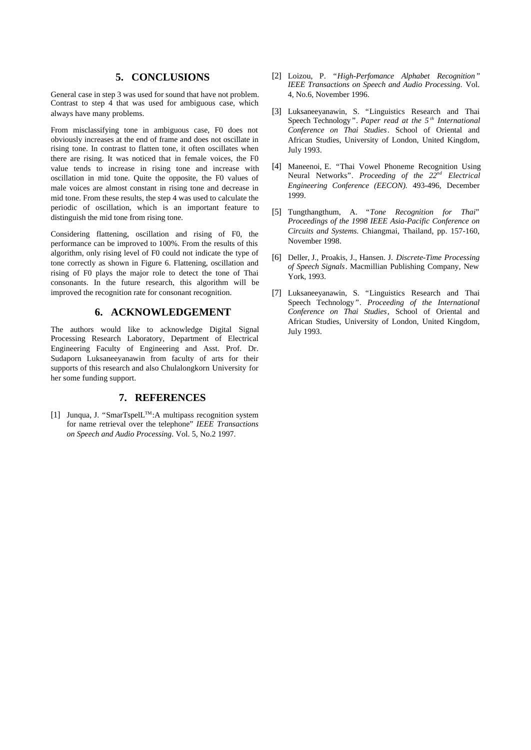## 5. CONCLUSIONS

General case in step 3 was used for sound that have not problem. Contrast to step 4 that was used for ambiguous case, which always have many problems.

From misclassifying tone in ambiguous case, F0 does not obviously increases at the end of frame and does not oscillate in rising tone. In contrast to flatten tone, it often oscillates when there are rising. It was noticed that in female voices, the F0 value tends to increase in rising tone and increase with oscillation in mid tone. Quite the opposite, the F0 values of male voices are almost constant in rising tone and decrease in mid tone. From these results, the step 4 was used to calculate the periodic of oscillation, which is an important feature to distinguish the mid tone from rising tone.

Considering flattening, oscillation and rising of F0, the performance can be improved to 100%. From the results of this algorithm, only rising level of F0 could not indicate the type of tone correctly as shown in Figure 6. Flattening, oscillation and rising of F0 plays the major role to detect the tone of Thai consonants. In the future research, this algorithm will be improved the recognition rate for consonant recognition.

## 6. ACKNOWLEDGEMENT

The authors would like to acknowledge Digital Signal Processing Research Laboratory, Department of Electrical Engineering Faculty of Engineering and Asst. Prof. Dr. Sudaporn Luksaneeyanawin from faculty of arts for their supports of this research and also Chulalongkorn University for her some funding support.

## 7. REFERENCES

[1] Junqua, J. "SmarTspelL™:A multipass recognition system for name retrieval over the telephone" *IEEE Transactions on Speech and Audio Processing*. Vol. 5, No.2 1997.

[2] Loizou, P. *"High-Perfomance Alphabet Recognition" IEEE Transactions on Speech and Audio Processing*. Vol. 4, No.6, November 1996.

[3] Luksaneeyanawin, S. "Linguistics Research and Thai Speech Technology". *Paper read at the 5th International Conference on Thai Studies*. School of Oriental and African Studies, University of London, United Kingdom, July 1993.

[4] Maneenoi, E. "Thai Vowel Phoneme Recognition Using Neural Networks". *Proceeding of the 22nd Electrical Engineering Conference (EECON).* 493-496, December 1999.

[5] Tungthangthum, A. "*Tone Recognition for Thai*" *Proceedings of the 1998 IEEE Asia-Pacific Conference on Circuits and Systems.* Chiangmai, Thailand, pp. 157-160, November 1998.

[6] Deller, J., Proakis, J., Hansen. J. *Discrete-Time Processing of Speech Signals*. Macmillian Publishing Company, New York, 1993.

[7] Luksaneeyanawin, S. "Linguistics Research and Thai Speech Technology". *Proceeding of the International Conference on Thai Studies*, School of Oriental and African Studies, University of London, United Kingdom, July 1993.